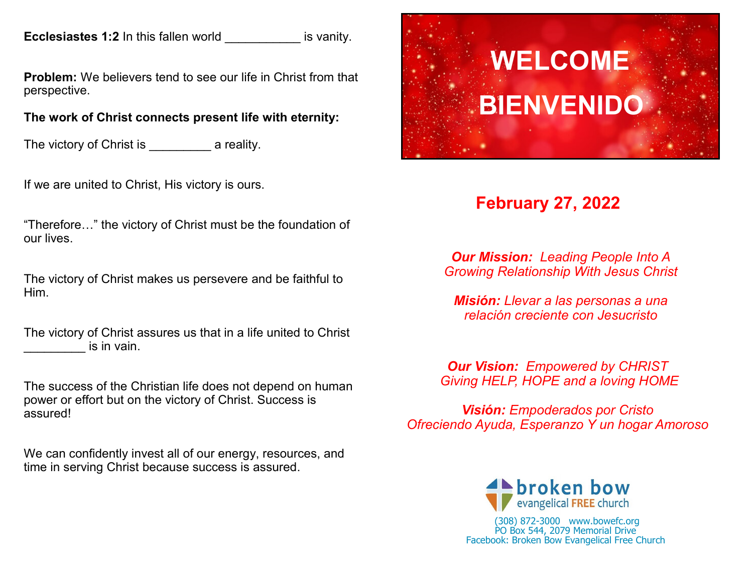**Ecclesiastes 1:2** In this fallen world ___________ is vanity.

**Problem:** We believers tend to see our life in Christ from that perspective.

**The work of Christ connects present life with eternity:**

The victory of Christ is _________ a reality.

If we are united to Christ, His victory is ours.

“Therefore…” the victory of Christ must be the foundation of our lives.

The victory of Christ makes us persevere and be faithful to Him.

The victory of Christ assures us that in a life united to Christ _________ is in vain.

The success of the Christian life does not depend on human power or effort but on the victory of Christ. Success is assured!

We can confidently invest all of our energy, resources, and time in serving Christ because success is assured.

# WELCOME

# BIENVENIDO

## February 27, 2022

***Our Mission:*** *Leading People Into A Growing Relationship With Jesus Christ*

***Misión:*** *Llevar a las personas a una relación creciente con Jesucristo*

***Our Vision:*** *Empowered by CHRIST Giving HELP, HOPE and a loving HOME*

***Visión:*** *Empoderados por Cristo Ofreciendo Ayuda, Esperanzo Y un hogar Amoroso*

broken bow evangelical FREE church

(308) 872-3000 www.bowefc.org
PO Box 544, 2079 Memorial Drive
Facebook: Broken Bow Evangelical Free Church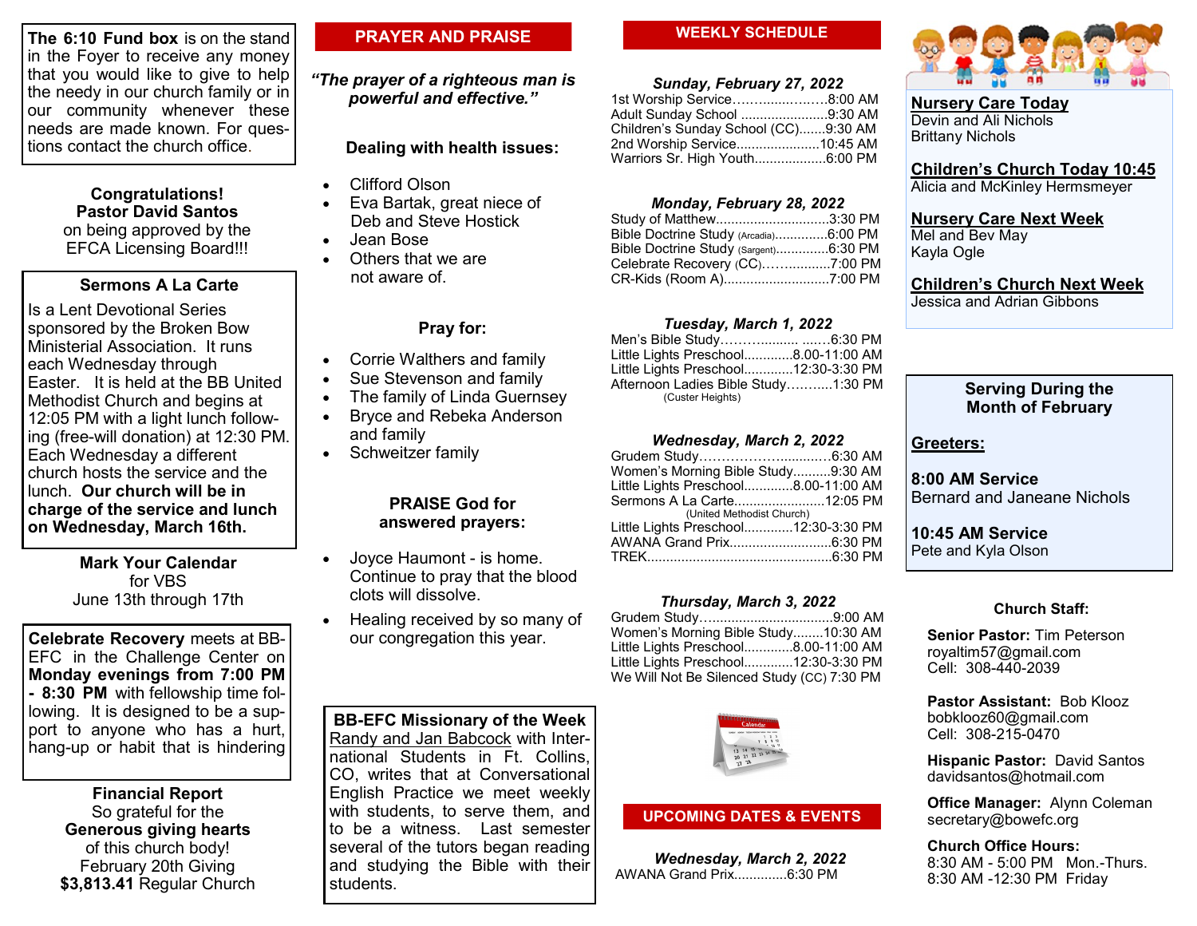**The 6:10 Fund box** is on the stand in the Foyer to receive any money that you would like to give to help the needy in our church family or in our community whenever these needs are made known. For questions contact the church office.

**Congratulations!**
**Pastor David Santos**
on being approved by the EFCA Licensing Board!!!

**Sermons A La Carte**

Is a Lent Devotional Series sponsored by the Broken Bow Ministerial Association. It runs each Wednesday through Easter. It is held at the BB United Methodist Church and begins at 12:05 PM with a light lunch following (free-will donation) at 12:30 PM. Each Wednesday a different church hosts the service and the lunch. **Our church will be in charge of the service and lunch on Wednesday, March 16th.**

**Mark Your Calendar**
for VBS
June 13th through 17th

**Celebrate Recovery** meets at BB-EFC in the Challenge Center on **Monday evenings from 7:00 PM - 8:30 PM** with fellowship time following. It is designed to be a support to anyone who has a hurt, hang-up or habit that is hindering

**Financial Report**
So grateful for the
**Generous giving hearts**
of this church body!
February 20th Giving
**$3,813.41** Regular Church

## PRAYER AND PRAISE

*"The prayer of a righteous man is powerful and effective."*

**Dealing with health issues:**

- Clifford Olson
- Eva Bartak, great niece of Deb and Steve Hostick
- Jean Bose
- Others that we are not aware of.

**Pray for:**

- Corrie Walthers and family
- Sue Stevenson and family
- The family of Linda Guernsey
- Bryce and Rebeka Anderson and family
- Schweitzer family

**PRAISE God for answered prayers:**

- Joyce Haumont - is home. Continue to pray that the blood clots will dissolve.
- Healing received by so many of our congregation this year.

**BB-EFC Missionary of the Week**

Randy and Jan Babcock with International Students in Ft. Collins, CO, writes that at Conversational English Practice we meet weekly with students, to serve them, and to be a witness. Last semester several of the tutors began reading and studying the Bible with their students.

## WEEKLY SCHEDULE

***Sunday, February 27, 2022***
1st Worship Service……......……..8:00 AM
Adult Sunday School .......................9:30 AM
Children's Sunday School (CC).......9:30 AM
2nd Worship Service......................10:45 AM
Warriors Sr. High Youth...................6:00 PM

***Monday, February 28, 2022***
Study of Matthew..............................3:30 PM
Bible Doctrine Study (Arcadia).............6:00 PM
Bible Doctrine Study (Sargent)..............6:30 PM
Celebrate Recovery (CC)…..............7:00 PM
CR-Kids (Room A)............................7:00 PM

***Tuesday, March 1, 2022***
Men's Bible Study……........ .......6:30 PM
Little Lights Preschool.............8.00-11:00 AM
Little Lights Preschool.............12:30-3:30 PM
Afternoon Ladies Bible Study………..1:30 PM
(Custer Heights)

***Wednesday, March 2, 2022***
Grudem Study……………….............6:30 AM
Women's Morning Bible Study..........9:30 AM
Little Lights Preschool.............8.00-11:00 AM
Sermons A La Carte........................12:05 PM
(United Methodist Church)
Little Lights Preschool.............12:30-3:30 PM
AWANA Grand Prix...........................6:30 PM
TREK.................................................6:30 PM

***Thursday, March 3, 2022***
Grudem Study…................................9:00 AM
Women's Morning Bible Study........10:30 AM
Little Lights Preschool.............8.00-11:00 AM
Little Lights Preschool.............12:30-3:30 PM
We Will Not Be Silenced Study (CC) 7:30 PM

## UPCOMING DATES & EVENTS

***Wednesday, March 2, 2022***
AWANA Grand Prix.............6:30 PM

**Nursery Care Today**
Devin and Ali Nichols
Brittany Nichols

**Children's Church Today 10:45**
Alicia and McKinley Hermsmeyer

**Nursery Care Next Week**
Mel and Bev May
Kayla Ogle

**Children's Church Next Week**
Jessica and Adrian Gibbons

**Serving During the Month of February**

**Greeters:**

**8:00 AM Service**
Bernard and Janeene Nichols

**10:45 AM Service**
Pete and Kyla Olson

**Church Staff:**

**Senior Pastor:** Tim Peterson
royaltim57@gmail.com
Cell: 308-440-2039

**Pastor Assistant:** Bob Klooz
bobklooz60@gmail.com
Cell: 308-215-0470

**Hispanic Pastor:** David Santos
davidsantos@hotmail.com

**Office Manager:** Alynn Coleman
secretary@bowefc.org

**Church Office Hours:**
8:30 AM - 5:00 PM Mon.-Thurs.
8:30 AM -12:30 PM Friday